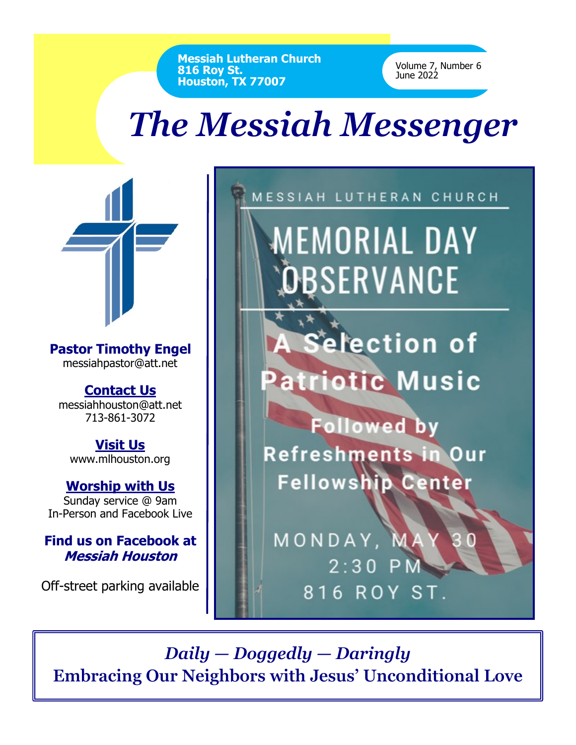**Messiah Lutheran Church**
**816 Roy St.**
**Houston, TX 77007**

Volume 7, Number 6
June 2022

# *The Messiah Messenger*

**Pastor Timothy Engel**
messiahpastor@att.net

**Contact Us**
messiahhouston@att.net
713-861-3072

**Visit Us**
www.mlhouston.org

**Worship with Us**
Sunday service @ 9am
In-Person and Facebook Live

**Find us on Facebook at**
***Messiah Houston***

Off-street parking available

MESSIAH LUTHERAN CHURCH

## MEMORIAL DAY OBSERVANCE

**A Selection of Patriotic Music**

**Followed by Refreshments in Our Fellowship Center**

MONDAY, MAY 30
2:30 PM
816 ROY ST.

***Daily — Doggedly — Daringly***
**Embracing Our Neighbors with Jesus' Unconditional Love**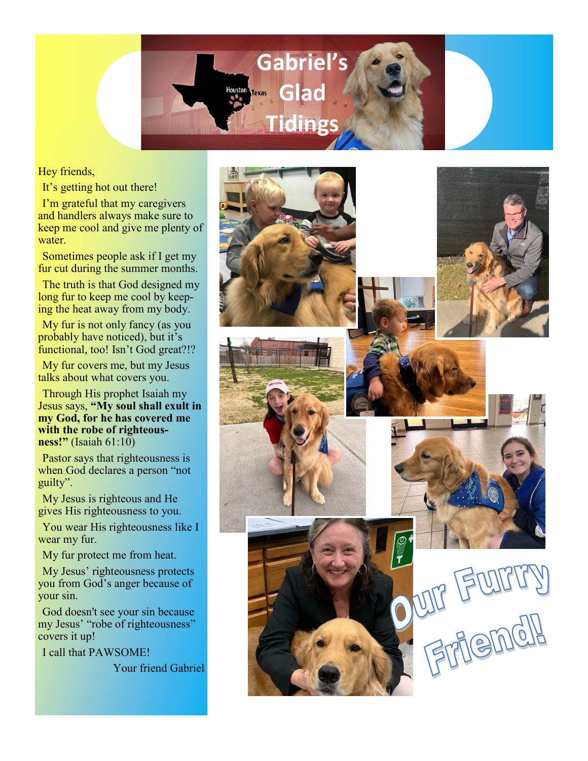# Gabriel's Glad Tidings

Hey friends,

It's getting hot out there!

I'm grateful that my caregivers and handlers always make sure to keep me cool and give me plenty of water.

Sometimes people ask if I get my fur cut during the summer months.

The truth is that God designed my long fur to keep me cool by keeping the heat away from my body.

My fur is not only fancy (as you probably have noticed), but it's functional, too! Isn't God great?!?

My fur covers me, but my Jesus talks about what covers you.

Through His prophet Isaiah my Jesus says, **"My soul shall exult in my God, for he has covered me with the robe of righteousness!"** (Isaiah 61:10)

Pastor says that righteousness is when God declares a person "not guilty".

My Jesus is righteous and He gives His righteousness to you.

You wear His righteousness like I wear my fur.

My fur protect me from heat.

My Jesus' righteousness protects you from God's anger because of your sin.

God doesn't see your sin because my Jesus' "robe of righteousness" covers it up!

I call that PAWSOME!

Your friend Gabriel

Our Furry Friend!